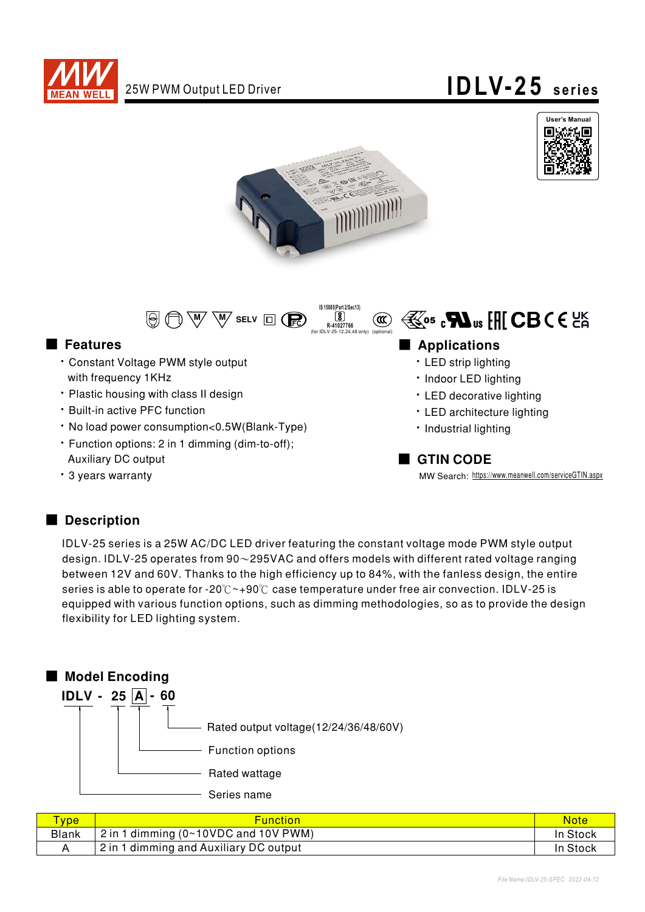# 25W PWM Output LED Driver — IDLV-25 series

User's Manual

IS 15885(Part 2/Sec13)
R-41027766
(for IDLV-25-12,24,48 only) (optional)

## Features

- Constant Voltage PWM style output with frequency 1KHz
- Plastic housing with class II design
- Built-in active PFC function
- No load power consumption<0.5W(Blank-Type)
- Function options: 2 in 1 dimming (dim-to-off); Auxiliary DC output
- 3 years warranty

## Applications

- LED strip lighting
- Indoor LED lighting
- LED decorative lighting
- LED architecture lighting
- Industrial lighting

## GTIN CODE

MW Search: https://www.meanwell.com/serviceGTIN.aspx

## Description

IDLV-25 series is a 25W AC/DC LED driver featuring the constant voltage mode PWM style output design. IDLV-25 operates from 90～295VAC and offers models with different rated voltage ranging between 12V and 60V. Thanks to the high efficiency up to 84%, with the fanless design, the entire series is able to operate for -20℃~+90℃ case temperature under free air convection. IDLV-25 is equipped with various function options, such as dimming methodologies, so as to provide the design flexibility for LED lighting system.

## Model Encoding

**IDLV - 25 A - 60**

- 60: Rated output voltage(12/24/36/48/60V)
- A: Function options
- 25: Rated wattage
- IDLV: Series name

| Type | Function | Note |
|---|---|---|
| Blank | 2 in 1 dimming (0~10VDC and 10V PWM) | In Stock |
| A | 2 in 1 dimming and Auxiliary DC output | In Stock |

File Name:IDLV-25-SPEC 2022-04-12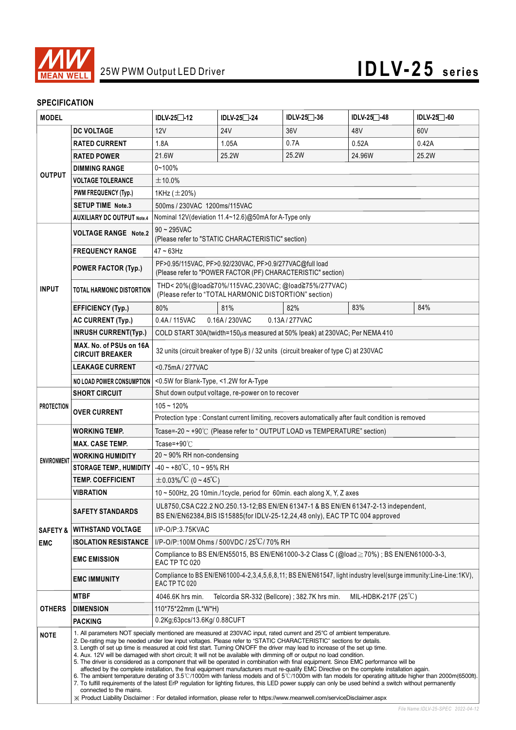# 25W PWM Output LED Driver — IDLV-25 series

## SPECIFICATION

| MODEL | | IDLV-25□-12 | IDLV-25□-24 | IDLV-25□-36 | IDLV-25□-48 | IDLV-25□-60 |
|---|---|---|---|---|---|---|
| OUTPUT | DC VOLTAGE | 12V | 24V | 36V | 48V | 60V |
| | RATED CURRENT | 1.8A | 1.05A | 0.7A | 0.52A | 0.42A |
| | RATED POWER | 21.6W | 25.2W | 25.2W | 24.96W | 25.2W |
| | DIMMING RANGE | 0~100% | | | | |
| | VOLTAGE TOLERANCE | ±10.0% | | | | |
| | PWM FREQUENCY (Typ.) | 1KHz (±20%) | | | | |
| | SETUP TIME Note.3 | 500ms / 230VAC 1200ms/115VAC | | | | |
| | AUXILIARY DC OUTPUT Note.4 | Nominal 12V(deviation 11.4~12.6)@50mA for A-Type only | | | | |
| INPUT | VOLTAGE RANGE Note.2 | 90 ~ 295VAC (Please refer to "STATIC CHARACTERISTIC" section) | | | | |
| | FREQUENCY RANGE | 47 ~ 63Hz | | | | |
| | POWER FACTOR (Typ.) | PF>0.95/115VAC, PF>0.92/230VAC, PF>0.9/277VAC@full load (Please refer to "POWER FACTOR (PF) CHARACTERISTIC" section) | | | | |
| | TOTAL HARMONIC DISTORTION | THD< 20%(@load≧70%/115VAC,230VAC; @load≧75%/277VAC) (Please refer to "TOTAL HARMONIC DISTORTION" section) | | | | |
| | EFFICIENCY (Typ.) | 80% | 81% | 82% | 83% | 84% |
| | AC CURRENT (Typ.) | 0.4A / 115VAC 0.16A / 230VAC 0.13A / 277VAC | | | | |
| | INRUSH CURRENT(Typ.) | COLD START 30A(twidth=150μs measured at 50% Ipeak) at 230VAC; Per NEMA 410 | | | | |
| | MAX. No. of PSUs on 16A CIRCUIT BREAKER | 32 units (circuit breaker of type B) / 32 units (circuit breaker of type C) at 230VAC | | | | |
| | LEAKAGE CURRENT | <0.75mA / 277VAC | | | | |
| | NO LOAD POWER CONSUMPTION | <0.5W for Blank-Type, <1.2W for A-Type | | | | |
| PROTECTION | SHORT CIRCUIT | Shut down output voltage, re-power on to recover | | | | |
| | OVER CURRENT | 105 ~ 120% | | | | |
| | | Protection type : Constant current limiting, recovers automatically after fault condition is removed | | | | |
| ENVIRONMENT | WORKING TEMP. | Tcase=-20 ~ +90℃ (Please refer to " OUTPUT LOAD vs TEMPERATURE" section) | | | | |
| | MAX. CASE TEMP. | Tcase=+90℃ | | | | |
| | WORKING HUMIDITY | 20 ~ 90% RH non-condensing | | | | |
| | STORAGE TEMP., HUMIDITY | -40 ~ +80℃, 10 ~ 95% RH | | | | |
| | TEMP. COEFFICIENT | ±0.03%/℃ (0 ~ 45℃) | | | | |
| | VIBRATION | 10 ~ 500Hz, 2G 10min./1cycle, period for 60min. each along X, Y, Z axes | | | | |
| SAFETY & EMC | SAFETY STANDARDS | UL8750,CSA C22.2 NO.250.13-12;BS EN/EN 61347-1 & BS EN/EN 61347-2-13 independent, BS EN/EN62384,BIS IS15885(for IDLV-25-12,24,48 only), EAC TP TC 004 approved | | | | |
| | WITHSTAND VOLTAGE | I/P-O/P:3.75KVAC | | | | |
| | ISOLATION RESISTANCE | I/P-O/P:100M Ohms / 500VDC / 25℃/ 70% RH | | | | |
| | EMC EMISSION | Compliance to BS EN/EN55015, BS EN/EN61000-3-2 Class C (@load≧70%) ; BS EN/EN61000-3-3, EAC TP TC 020 | | | | |
| | EMC IMMUNITY | Compliance to BS EN/EN61000-4-2,3,4,5,6,8,11; BS EN/EN61547, light industry level(surge immunity:Line-Line:1KV), EAC TP TC 020 | | | | |
| OTHERS | MTBF | 4046.6K hrs min. Telcordia SR-332 (Bellcore) ; 382.7K hrs min. MIL-HDBK-217F (25℃) | | | | |
| | DIMENSION | 110*75*22mm (L*W*H) | | | | |
| | PACKING | 0.2Kg;63pcs/13.6Kg/ 0.88CUFT | | | | |

**NOTE**

1. All parameters NOT specially mentioned are measured at 230VAC input, rated current and 25℃ of ambient temperature.
2. De-rating may be needed under low input voltages. Please refer to "STATIC CHARACTERISTIC" sections for details.
3. Length of set up time is measured at cold first start. Turning ON/OFF the driver may lead to increase of the set up time.
4. Aux. 12V will be damaged with short circuit; It will not be available with dimming off or output no load condition.
5. The driver is considered as a component that will be operated in combination with final equipment. Since EMC performance will be affected by the complete installation, the final equipment manufacturers must re-qualify EMC Directive on the complete installation again.
6. The ambient temperature derating of 3.5℃/1000m with fanless models and of 5℃/1000m with fan models for operating altitude higher than 2000m(6500ft).
7. To fulfill requirements of the latest ErP regulation for lighting fixtures, this LED power supply can only be used behind a switch without permanently connected to the mains.

※ Product Liability Disclaimer：For detailed information, please refer to https://www.meanwell.com/serviceDisclaimer.aspx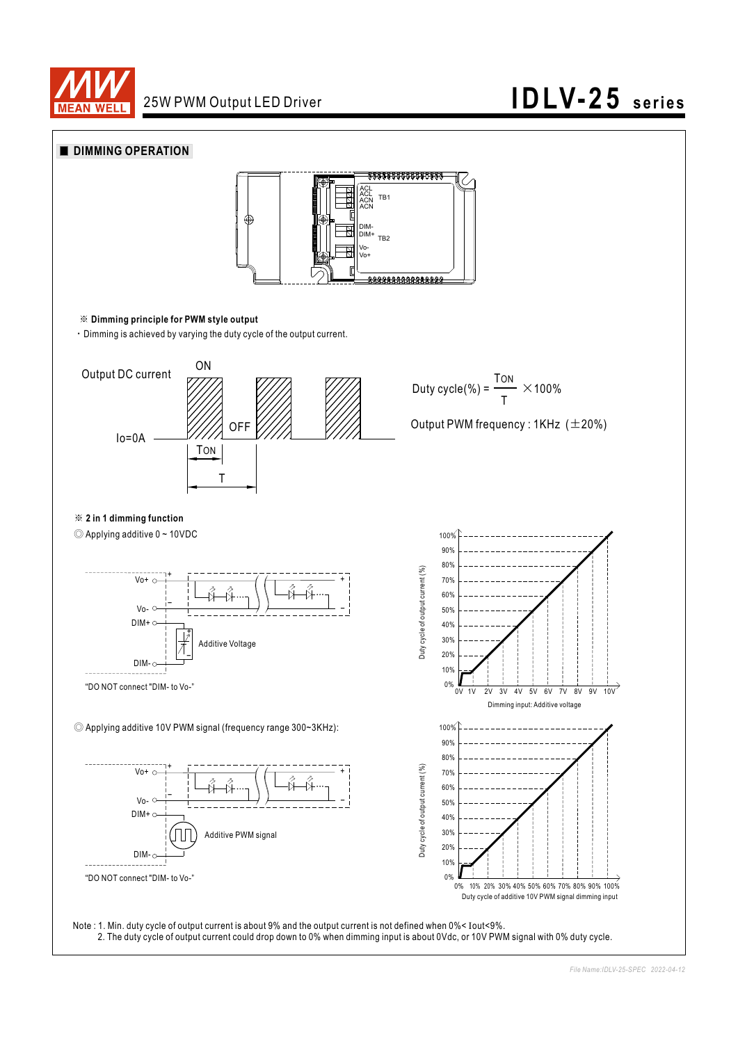## DIMMING OPERATION

ACL
ACL
ACN
ACN TB1

DIM-
DIM+ TB2
Vo-
Vo+

※ **Dimming principle for PWM style output**

・Dimming is achieved by varying the duty cycle of the output current.

Output DC current — ON — OFF — Io=0A — $T_{ON}$ — T

$$\text{Duty cycle}(\%) = \frac{T_{ON}}{T} \times 100\%$$

Output PWM frequency : 1KHz (±20%)

※ **2 in 1 dimming function**

◎ Applying additive 0 ~ 10VDC

Vo+, Vo-, DIM+, DIM-, Additive Voltage

"DO NOT connect "DIM- to Vo-"

Duty cycle of output current (%) vs. Dimming input: Additive voltage (0V–10V)

◎ Applying additive 10V PWM signal (frequency range 300~3KHz):

Vo+, Vo-, DIM+, DIM-, Additive PWM signal

"DO NOT connect "DIM- to Vo-"

Duty cycle of output current (%) vs. Duty cycle of additive 10V PWM signal dimming input (0%–100%)

Note : 1. Min. duty cycle of output current is about 9% and the output current is not defined when 0%< Iout<9%.
2. The duty cycle of output current could drop down to 0% when dimming input is about 0Vdc, or 10V PWM signal with 0% duty cycle.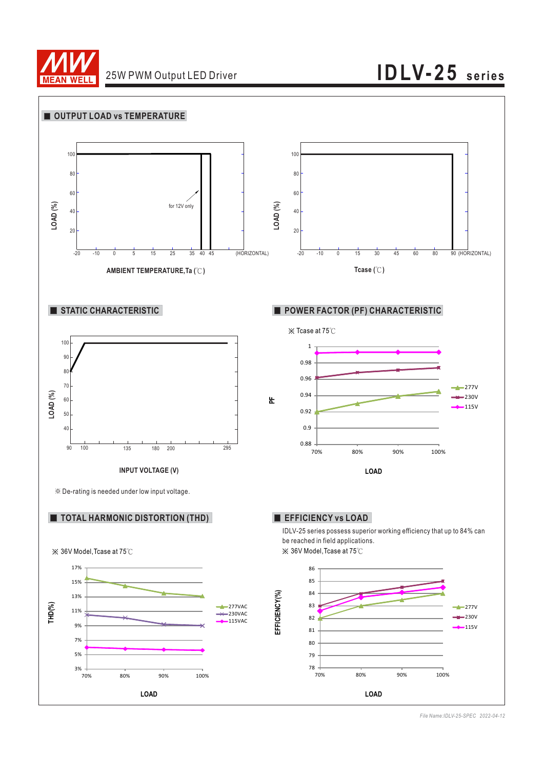# 25W PWM Output LED Driver — IDLV-25 series

## OUTPUT LOAD vs TEMPERATURE

LOAD (%)

100, 80, 60, 40, 20

-20, -10, 0, 5, 15, 25, 35, 40, 45 (HORIZONTAL)

for 12V only

AMBIENT TEMPERATURE,Ta (℃)

LOAD (%)

100, 80, 60, 40, 20

-20, -10, 0, 15, 30, 45, 60, 80, 90 (HORIZONTAL)

Tcase (℃)

## STATIC CHARACTERISTIC

LOAD (%)

100, 90, 80, 70, 60, 50, 40

90, 100, 135, 180, 200, 295

INPUT VOLTAGE (V)

※ De-rating is needed under low input voltage.

## POWER FACTOR (PF) CHARACTERISTIC

※ Tcase at 75℃

PF

1, 0.98, 0.96, 0.94, 0.92, 0.9, 0.88

70%, 80%, 90%, 100%

LOAD

277V, 230V, 115V

## TOTAL HARMONIC DISTORTION (THD)

※ 36V Model, Tcase at 75℃

THD(%)

17%, 15%, 13%, 11%, 9%, 7%, 5%, 3%

70%, 80%, 90%, 100%

LOAD

277VAC, 230VAC, 115VAC

## EFFICIENCY vs LOAD

IDLV-25 series possess superior working efficiency that up to 84% can be reached in field applications.

※ 36V Model, Tcase at 75℃

EFFICIENCY(%)

86, 85, 84, 83, 82, 81, 80, 79, 78

70%, 80%, 90%, 100%

LOAD

277V, 230V, 115V

File Name:IDLV-25-SPEC 2022-04-12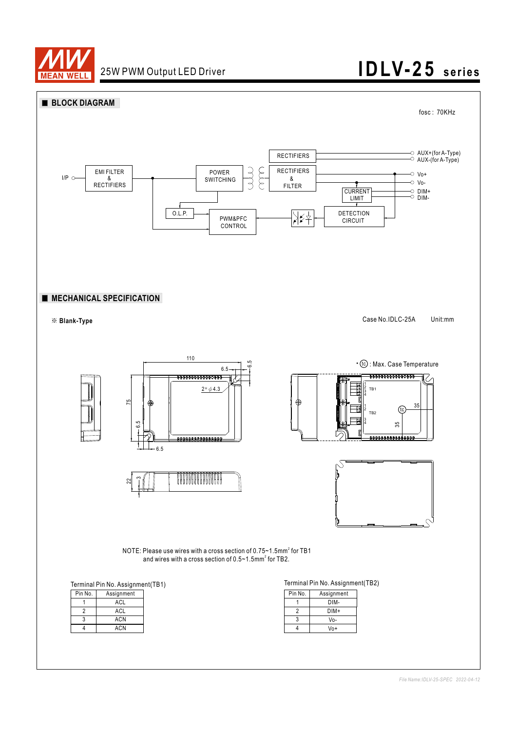## BLOCK DIAGRAM

fosc : 70KHz

I/P

EMI FILTER & RECTIFIERS

POWER SWITCHING

RECTIFIERS

RECTIFIERS & FILTER

AUX+(for A-Type)
AUX-(for A-Type)

Vo+
Vo-
DIM+
DIM-

CURRENT LIMIT

O.L.P.

PWM&PFC CONTROL

DETECTION CIRCUIT

## MECHANICAL SPECIFICATION

※ **Blank-Type**

Case No.IDLC-25A    Unit:mm

• (tc) : Max. Case Temperature

110, 6.5, 6.5, 2*φ4.3, 75, 6.5, 6.5, 22, 3, TB1, TB2, 35, 35

NOTE: Please use wires with a cross section of 0.75~1.5mm² for TB1
and wires with a cross section of 0.5~1.5mm² for TB2.

Terminal Pin No. Assignment(TB1)

| Pin No. | Assignment |
|---|---|
| 1 | ACL |
| 2 | ACL |
| 3 | ACN |
| 4 | ACN |

Terminal Pin No. Assignment(TB2)

| Pin No. | Assignment |
|---|---|
| 1 | DIM- |
| 2 | DIM+ |
| 3 | Vo- |
| 4 | Vo+ |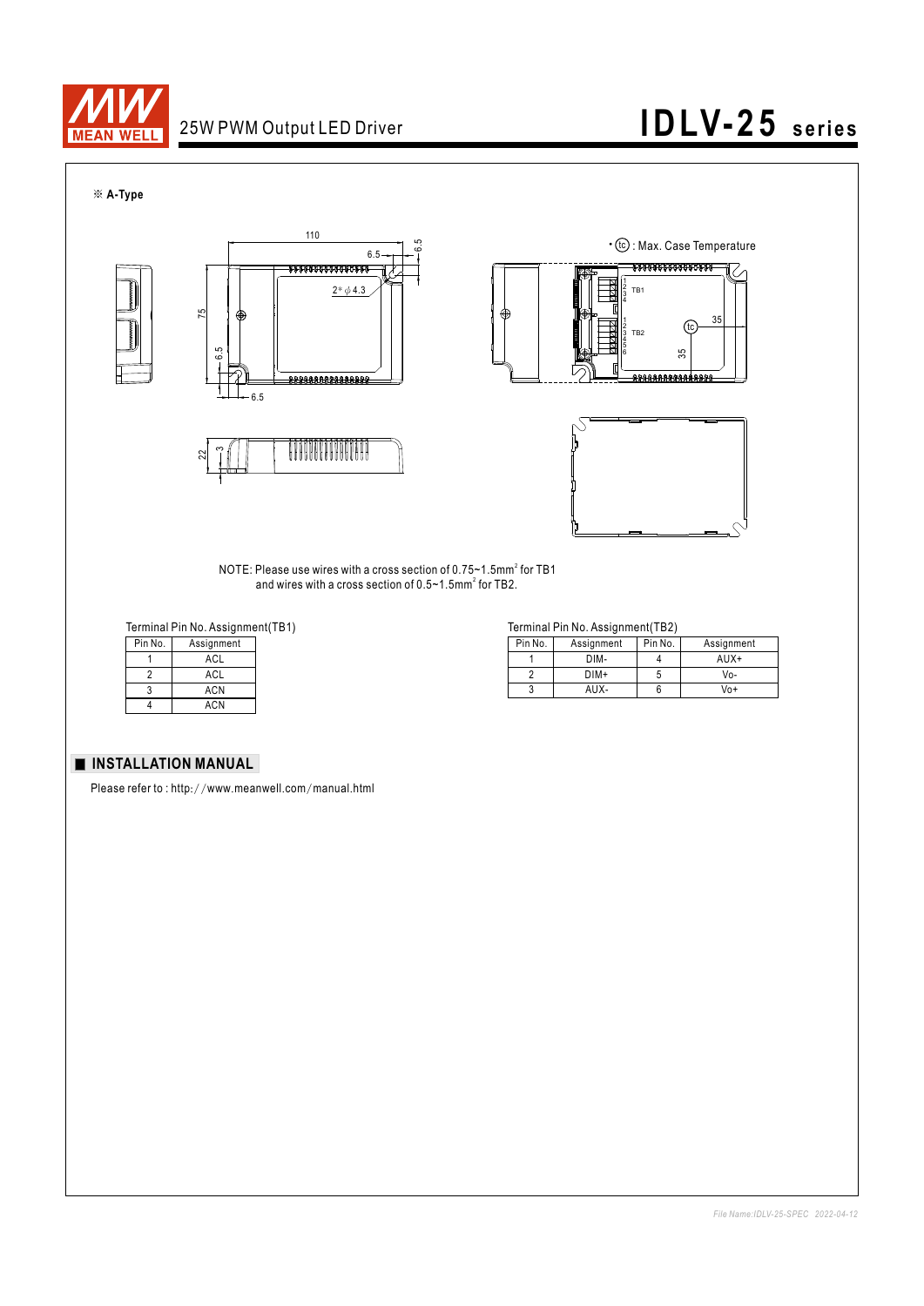※ **A-Type**

110

6.5

6.5

2*ϕ4.3

75

6.5

6.5

22

3

• ⓣⓒ : Max. Case Temperature

TB1

TB2

35

35

NOTE: Please use wires with a cross section of 0.75~1.5mm$^2$ for TB1
and wires with a cross section of 0.5~1.5mm$^2$ for TB2.

Terminal Pin No. Assignment(TB1)

| Pin No. | Assignment |
|---|---|
| 1 | ACL |
| 2 | ACL |
| 3 | ACN |
| 4 | ACN |

Terminal Pin No. Assignment(TB2)

| Pin No. | Assignment | Pin No. | Assignment |
|---|---|---|---|
| 1 | DIM- | 4 | AUX+ |
| 2 | DIM+ | 5 | Vo- |
| 3 | AUX- | 6 | Vo+ |

## INSTALLATION MANUAL

Please refer to : http://www.meanwell.com/manual.html